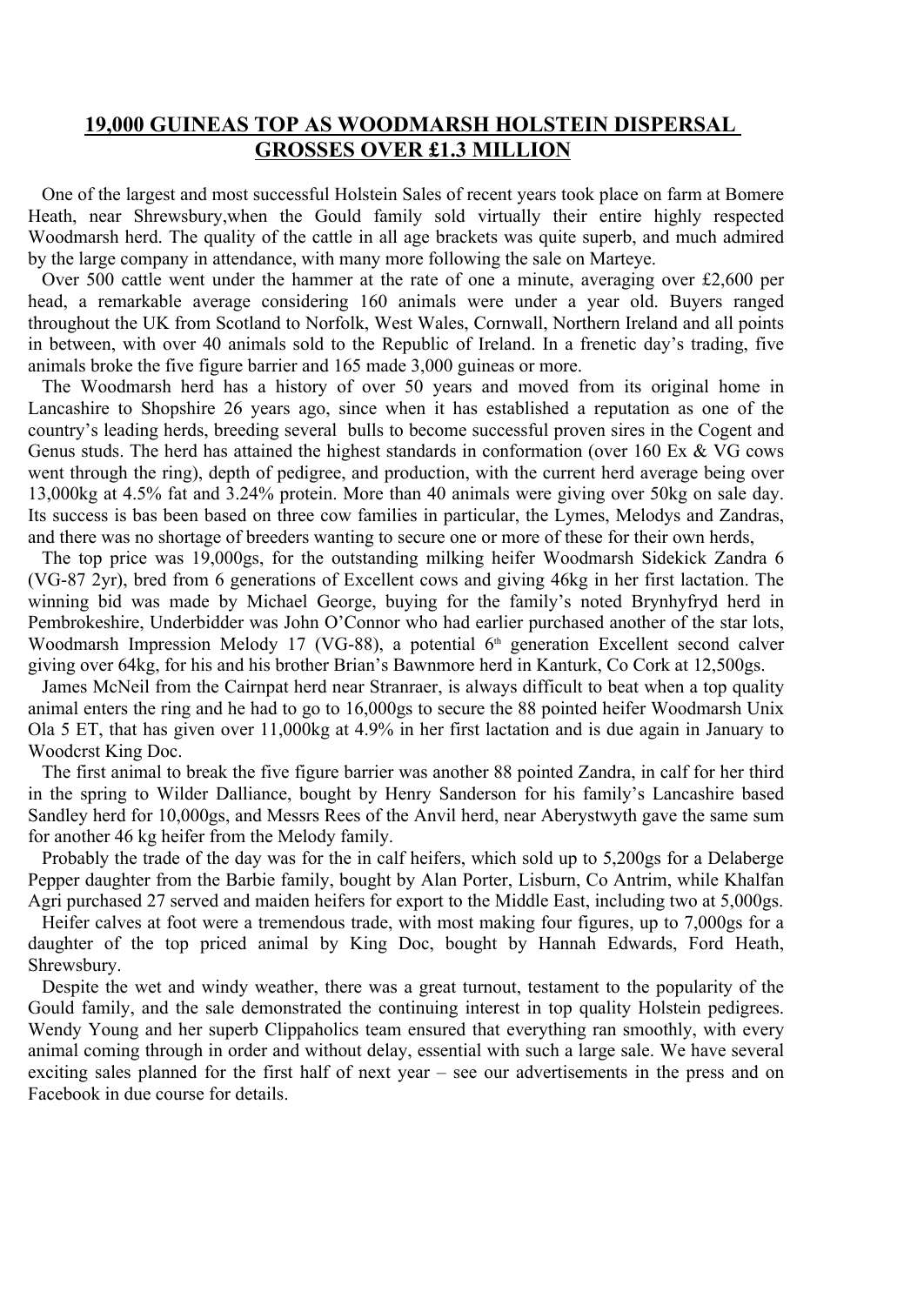## 19,000 GUINEAS TOP AS WOODMARSH HOLSTEIN DISPERSAL GROSSES OVER £1.3 MILLION

One of the largest and most successful Holstein Sales of recent years took place on farm at Bomere Heath, near Shrewsbury,when the Gould family sold virtually their entire highly respected Woodmarsh herd. The quality of the cattle in all age brackets was quite superb, and much admired by the large company in attendance, with many more following the sale on Marteye.

Over 500 cattle went under the hammer at the rate of one a minute, averaging over £2,600 per head, a remarkable average considering 160 animals were under a year old. Buyers ranged throughout the UK from Scotland to Norfolk, West Wales, Cornwall, Northern Ireland and all points in between, with over 40 animals sold to the Republic of Ireland. In a frenetic day's trading, five animals broke the five figure barrier and 165 made 3,000 guineas or more.

The Woodmarsh herd has a history of over 50 years and moved from its original home in Lancashire to Shopshire 26 years ago, since when it has established a reputation as one of the country's leading herds, breeding several bulls to become successful proven sires in the Cogent and Genus studs. The herd has attained the highest standards in conformation (over 160 Ex & VG cows went through the ring), depth of pedigree, and production, with the current herd average being over 13,000kg at 4.5% fat and 3.24% protein. More than 40 animals were giving over 50kg on sale day. Its success is bas been based on three cow families in particular, the Lymes, Melodys and Zandras, and there was no shortage of breeders wanting to secure one or more of these for their own herds,

The top price was 19,000gs, for the outstanding milking heifer Woodmarsh Sidekick Zandra 6 (VG-87 2yr), bred from 6 generations of Excellent cows and giving 46kg in her first lactation. The winning bid was made by Michael George, buying for the family's noted Brynhyfryd herd in Pembrokeshire, Underbidder was John O'Connor who had earlier purchased another of the star lots, Woodmarsh Impression Melody 17 (VG-88), a potential 6th generation Excellent second calver giving over 64kg, for his and his brother Brian's Bawnmore herd in Kanturk, Co Cork at 12,500gs.

James McNeil from the Cairnpat herd near Stranraer, is always difficult to beat when a top quality animal enters the ring and he had to go to 16,000gs to secure the 88 pointed heifer Woodmarsh Unix Ola 5 ET, that has given over 11,000kg at 4.9% in her first lactation and is due again in January to Woodcrst King Doc.

The first animal to break the five figure barrier was another 88 pointed Zandra, in calf for her third in the spring to Wilder Dalliance, bought by Henry Sanderson for his family's Lancashire based Sandley herd for 10,000gs, and Messrs Rees of the Anvil herd, near Aberystwyth gave the same sum for another 46 kg heifer from the Melody family.

Probably the trade of the day was for the in calf heifers, which sold up to 5,200gs for a Delaberge Pepper daughter from the Barbie family, bought by Alan Porter, Lisburn, Co Antrim, while Khalfan Agri purchased 27 served and maiden heifers for export to the Middle East, including two at 5,000gs.

Heifer calves at foot were a tremendous trade, with most making four figures, up to 7,000gs for a daughter of the top priced animal by King Doc, bought by Hannah Edwards, Ford Heath, Shrewsbury.

Despite the wet and windy weather, there was a great turnout, testament to the popularity of the Gould family, and the sale demonstrated the continuing interest in top quality Holstein pedigrees. Wendy Young and her superb Clippaholics team ensured that everything ran smoothly, with every animal coming through in order and without delay, essential with such a large sale. We have several exciting sales planned for the first half of next year – see our advertisements in the press and on Facebook in due course for details.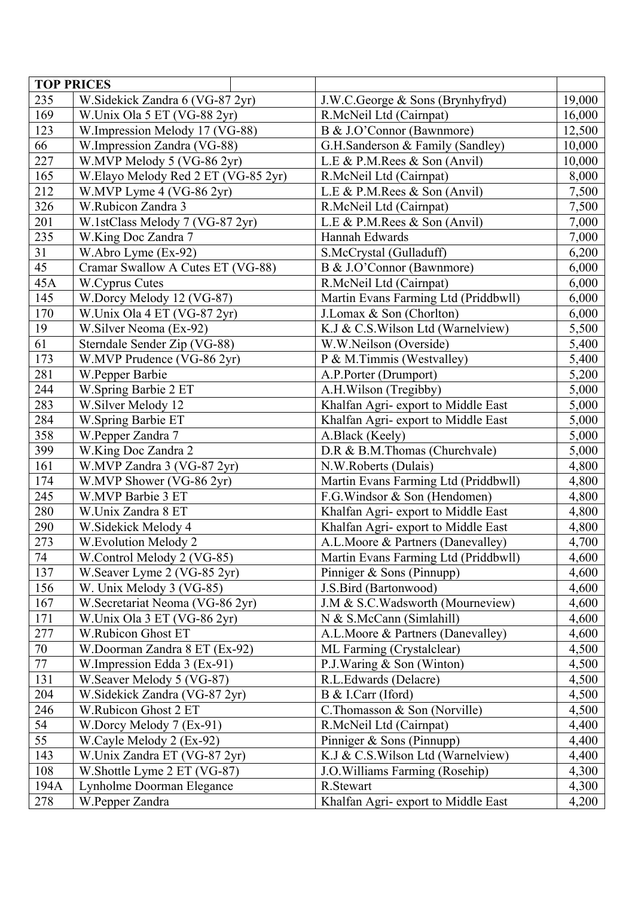| TOP PRICES | | | |
|---|---|---|---|
| 235 | W.Sidekick Zandra 6 (VG-87 2yr) | J.W.C.George & Sons (Brynhyfryd) | 19,000 |
| 169 | W.Unix Ola 5 ET (VG-88 2yr) | R.McNeil Ltd (Cairnpat) | 16,000 |
| 123 | W.Impression Melody 17 (VG-88) | B & J.O'Connor (Bawnmore) | 12,500 |
| 66 | W.Impression Zandra (VG-88) | G.H.Sanderson & Family (Sandley) | 10,000 |
| 227 | W.MVP Melody 5 (VG-86 2yr) | L.E & P.M.Rees & Son (Anvil) | 10,000 |
| 165 | W.Elayo Melody Red 2 ET (VG-85 2yr) | R.McNeil Ltd (Cairnpat) | 8,000 |
| 212 | W.MVP Lyme 4 (VG-86 2yr) | L.E & P.M.Rees & Son (Anvil) | 7,500 |
| 326 | W.Rubicon Zandra 3 | R.McNeil Ltd (Cairnpat) | 7,500 |
| 201 | W.1stClass Melody 7 (VG-87 2yr) | L.E & P.M.Rees & Son (Anvil) | 7,000 |
| 235 | W.King Doc Zandra 7 | Hannah Edwards | 7,000 |
| 31 | W.Abro Lyme (Ex-92) | S.McCrystal (Gulladuff) | 6,200 |
| 45 | Cramar Swallow A Cutes ET (VG-88) | B & J.O'Connor (Bawnmore) | 6,000 |
| 45A | W.Cyprus Cutes | R.McNeil Ltd (Cairnpat) | 6,000 |
| 145 | W.Dorcy Melody 12 (VG-87) | Martin Evans Farming Ltd (Priddbwll) | 6,000 |
| 170 | W.Unix Ola 4 ET (VG-87 2yr) | J.Lomax & Son (Chorlton) | 6,000 |
| 19 | W.Silver Neoma (Ex-92) | K.J & C.S.Wilson Ltd (Warnelview) | 5,500 |
| 61 | Sterndale Sender Zip (VG-88) | W.W.Neilson (Overside) | 5,400 |
| 173 | W.MVP Prudence (VG-86 2yr) | P & M.Timmis (Westvalley) | 5,400 |
| 281 | W.Pepper Barbie | A.P.Porter (Drumport) | 5,200 |
| 244 | W.Spring Barbie 2 ET | A.H.Wilson (Tregibby) | 5,000 |
| 283 | W.Silver Melody 12 | Khalfan Agri- export to Middle East | 5,000 |
| 284 | W.Spring Barbie ET | Khalfan Agri- export to Middle East | 5,000 |
| 358 | W.Pepper Zandra 7 | A.Black (Keely) | 5,000 |
| 399 | W.King Doc Zandra 2 | D.R & B.M.Thomas (Churchvale) | 5,000 |
| 161 | W.MVP Zandra 3 (VG-87 2yr) | N.W.Roberts (Dulais) | 4,800 |
| 174 | W.MVP Shower (VG-86 2yr) | Martin Evans Farming Ltd (Priddbwll) | 4,800 |
| 245 | W.MVP Barbie 3 ET | F.G.Windsor & Son (Hendomen) | 4,800 |
| 280 | W.Unix Zandra 8 ET | Khalfan Agri- export to Middle East | 4,800 |
| 290 | W.Sidekick Melody 4 | Khalfan Agri- export to Middle East | 4,800 |
| 273 | W.Evolution Melody 2 | A.L.Moore & Partners (Danevalley) | 4,700 |
| 74 | W.Control Melody 2 (VG-85) | Martin Evans Farming Ltd (Priddbwll) | 4,600 |
| 137 | W.Seaver Lyme 2 (VG-85 2yr) | Pinniger & Sons (Pinnupp) | 4,600 |
| 156 | W. Unix Melody 3 (VG-85) | J.S.Bird (Bartonwood) | 4,600 |
| 167 | W.Secretariat Neoma (VG-86 2yr) | J.M & S.C.Wadsworth (Mourneview) | 4,600 |
| 171 | W.Unix Ola 3 ET (VG-86 2yr) | N & S.McCann (Simlahill) | 4,600 |
| 277 | W.Rubicon Ghost ET | A.L.Moore & Partners (Danevalley) | 4,600 |
| 70 | W.Doorman Zandra 8 ET (Ex-92) | ML Farming (Crystalclear) | 4,500 |
| 77 | W.Impression Edda 3 (Ex-91) | P.J.Waring & Son (Winton) | 4,500 |
| 131 | W.Seaver Melody 5 (VG-87) | R.L.Edwards (Delacre) | 4,500 |
| 204 | W.Sidekick Zandra (VG-87 2yr) | B & I.Carr (Iford) | 4,500 |
| 246 | W.Rubicon Ghost 2 ET | C.Thomasson & Son (Norville) | 4,500 |
| 54 | W.Dorcy Melody 7 (Ex-91) | R.McNeil Ltd (Cairnpat) | 4,400 |
| 55 | W.Cayle Melody 2 (Ex-92) | Pinniger & Sons (Pinnupp) | 4,400 |
| 143 | W.Unix Zandra ET (VG-87 2yr) | K.J & C.S.Wilson Ltd (Warnelview) | 4,400 |
| 108 | W.Shottle Lyme 2 ET (VG-87) | J.O.Williams Farming (Rosehip) | 4,300 |
| 194A | Lynholme Doorman Elegance | R.Stewart | 4,300 |
| 278 | W.Pepper Zandra | Khalfan Agri- export to Middle East | 4,200 |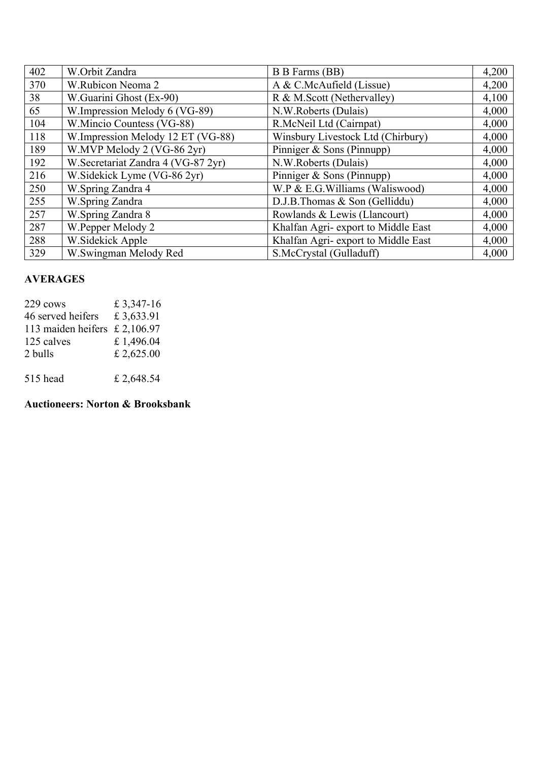| | | | |
|---|---|---|---|
| 402 | W.Orbit Zandra | B B Farms (BB) | 4,200 |
| 370 | W.Rubicon Neoma 2 | A & C.McAufield (Lissue) | 4,200 |
| 38 | W.Guarini Ghost (Ex-90) | R & M.Scott (Nethervalley) | 4,100 |
| 65 | W.Impression Melody 6 (VG-89) | N.W.Roberts (Dulais) | 4,000 |
| 104 | W.Mincio Countess (VG-88) | R.McNeil Ltd (Cairnpat) | 4,000 |
| 118 | W.Impression Melody 12 ET (VG-88) | Winsbury Livestock Ltd (Chirbury) | 4,000 |
| 189 | W.MVP Melody 2 (VG-86 2yr) | Pinniger & Sons (Pinnupp) | 4,000 |
| 192 | W.Secretariat Zandra 4 (VG-87 2yr) | N.W.Roberts (Dulais) | 4,000 |
| 216 | W.Sidekick Lyme (VG-86 2yr) | Pinniger & Sons (Pinnupp) | 4,000 |
| 250 | W.Spring Zandra 4 | W.P & E.G.Williams (Waliswood) | 4,000 |
| 255 | W.Spring Zandra | D.J.B.Thomas & Son (Gelliddu) | 4,000 |
| 257 | W.Spring Zandra 8 | Rowlands & Lewis (Llancourt) | 4,000 |
| 287 | W.Pepper Melody 2 | Khalfan Agri- export to Middle East | 4,000 |
| 288 | W.Sidekick Apple | Khalfan Agri- export to Middle East | 4,000 |
| 329 | W.Swingman Melody Red | S.McCrystal (Gulladuff) | 4,000 |

**AVERAGES**

| | |
|---|---|
| 229 cows | £ 3,347-16 |
| 46 served heifers | £ 3,633.91 |
| 113 maiden heifers | £ 2,106.97 |
| 125 calves | £ 1,496.04 |
| 2 bulls | £ 2,625.00 |
| 515 head | £ 2,648.54 |

**Auctioneers: Norton & Brooksbank**